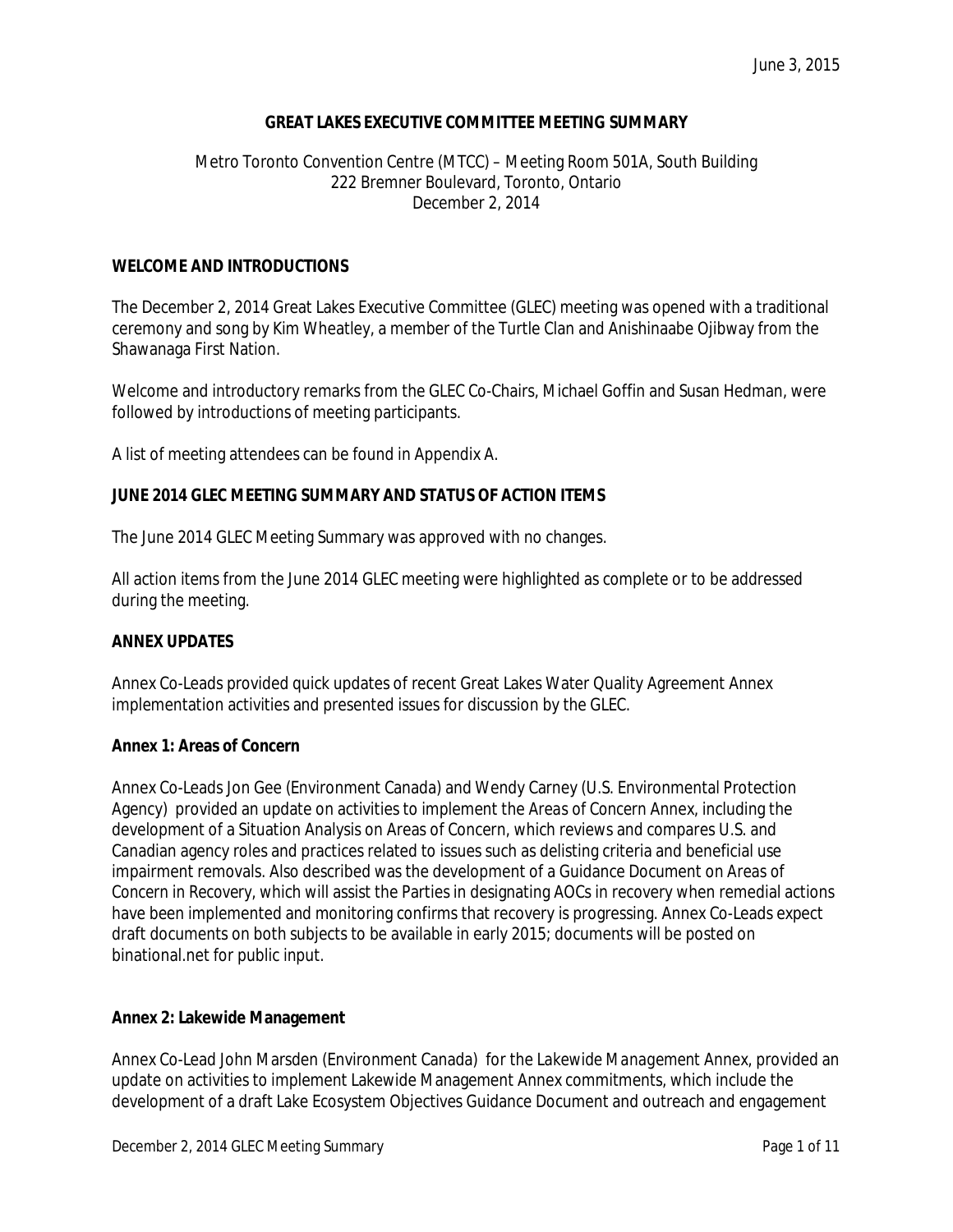June 3, 2015

# GREAT LAKES EXECUTIVE COMMITTEE MEETING SUMMARY

Metro Toronto Convention Centre (MTCC) – Meeting Room 501A, South Building
222 Bremner Boulevard, Toronto, Ontario
December 2, 2014

## WELCOME AND INTRODUCTIONS

The December 2, 2014 Great Lakes Executive Committee (GLEC) meeting was opened with a traditional ceremony and song by Kim Wheatley, a member of the Turtle Clan and Anishinaabe Ojibway from the Shawanaga First Nation.

Welcome and introductory remarks from the GLEC Co-Chairs, Michael Goffin and Susan Hedman, were followed by introductions of meeting participants.

A list of meeting attendees can be found in Appendix A.

## JUNE 2014 GLEC MEETING SUMMARY AND STATUS OF ACTION ITEMS

The June 2014 GLEC Meeting Summary was approved with no changes.

All action items from the June 2014 GLEC meeting were highlighted as complete or to be addressed during the meeting.

## ANNEX UPDATES

Annex Co-Leads provided quick updates of recent Great Lakes Water Quality Agreement Annex implementation activities and presented issues for discussion by the GLEC.

### Annex 1: Areas of Concern

Annex Co-Leads Jon Gee (Environment Canada) and Wendy Carney (U.S. Environmental Protection Agency) provided an update on activities to implement the Areas of Concern Annex, including the development of a Situation Analysis on Areas of Concern, which reviews and compares U.S. and Canadian agency roles and practices related to issues such as delisting criteria and beneficial use impairment removals. Also described was the development of a Guidance Document on Areas of Concern in Recovery, which will assist the Parties in designating AOCs in recovery when remedial actions have been implemented and monitoring confirms that recovery is progressing. Annex Co-Leads expect draft documents on both subjects to be available in early 2015; documents will be posted on binational.net for public input.

### Annex 2: Lakewide Management

Annex Co-Lead John Marsden (Environment Canada) for the Lakewide Management Annex, provided an update on activities to implement Lakewide Management Annex commitments, which include the development of a draft Lake Ecosystem Objectives Guidance Document and outreach and engagement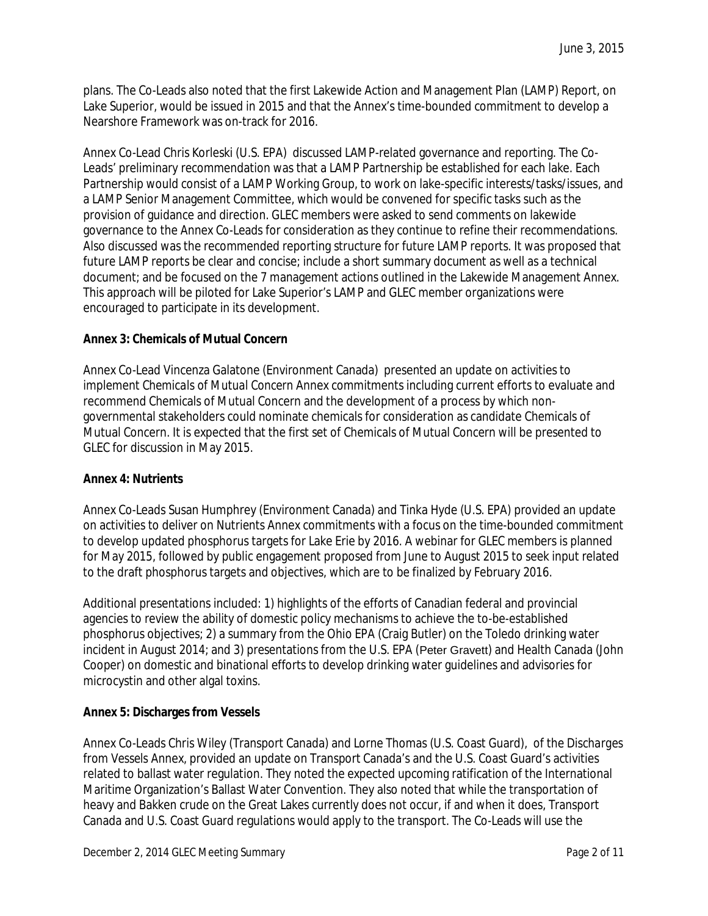plans. The Co-Leads also noted that the first Lakewide Action and Management Plan (LAMP) Report, on Lake Superior, would be issued in 2015 and that the Annex's time-bounded commitment to develop a Nearshore Framework was on-track for 2016.

Annex Co-Lead Chris Korleski (U.S. EPA) discussed LAMP-related governance and reporting. The Co-Leads' preliminary recommendation was that a LAMP Partnership be established for each lake. Each Partnership would consist of a LAMP Working Group, to work on lake-specific interests/tasks/issues, and a LAMP Senior Management Committee, which would be convened for specific tasks such as the provision of guidance and direction. GLEC members were asked to send comments on lakewide governance to the Annex Co-Leads for consideration as they continue to refine their recommendations. Also discussed was the recommended reporting structure for future LAMP reports. It was proposed that future LAMP reports be clear and concise; include a short summary document as well as a technical document; and be focused on the 7 management actions outlined in the Lakewide Management Annex. This approach will be piloted for Lake Superior's LAMP and GLEC member organizations were encouraged to participate in its development.

**Annex 3: Chemicals of Mutual Concern**

Annex Co-Lead Vincenza Galatone (Environment Canada) presented an update on activities to implement Chemicals of Mutual Concern Annex commitments including current efforts to evaluate and recommend Chemicals of Mutual Concern and the development of a process by which non-governmental stakeholders could nominate chemicals for consideration as candidate Chemicals of Mutual Concern. It is expected that the first set of Chemicals of Mutual Concern will be presented to GLEC for discussion in May 2015.

**Annex 4: Nutrients**

Annex Co-Leads Susan Humphrey (Environment Canada) and Tinka Hyde (U.S. EPA) provided an update on activities to deliver on Nutrients Annex commitments with a focus on the time-bounded commitment to develop updated phosphorus targets for Lake Erie by 2016. A webinar for GLEC members is planned for May 2015, followed by public engagement proposed from June to August 2015 to seek input related to the draft phosphorus targets and objectives, which are to be finalized by February 2016.

Additional presentations included: 1) highlights of the efforts of Canadian federal and provincial agencies to review the ability of domestic policy mechanisms to achieve the to-be-established phosphorus objectives; 2) a summary from the Ohio EPA (Craig Butler) on the Toledo drinking water incident in August 2014; and 3) presentations from the U.S. EPA (Peter Gravett) and Health Canada (John Cooper) on domestic and binational efforts to develop drinking water guidelines and advisories for microcystin and other algal toxins.

**Annex 5: Discharges from Vessels**

Annex Co-Leads Chris Wiley (Transport Canada) and Lorne Thomas (U.S. Coast Guard), of the Discharges from Vessels Annex, provided an update on Transport Canada's and the U.S. Coast Guard's activities related to ballast water regulation. They noted the expected upcoming ratification of the International Maritime Organization's Ballast Water Convention. They also noted that while the transportation of heavy and Bakken crude on the Great Lakes currently does not occur, if and when it does, Transport Canada and U.S. Coast Guard regulations would apply to the transport. The Co-Leads will use the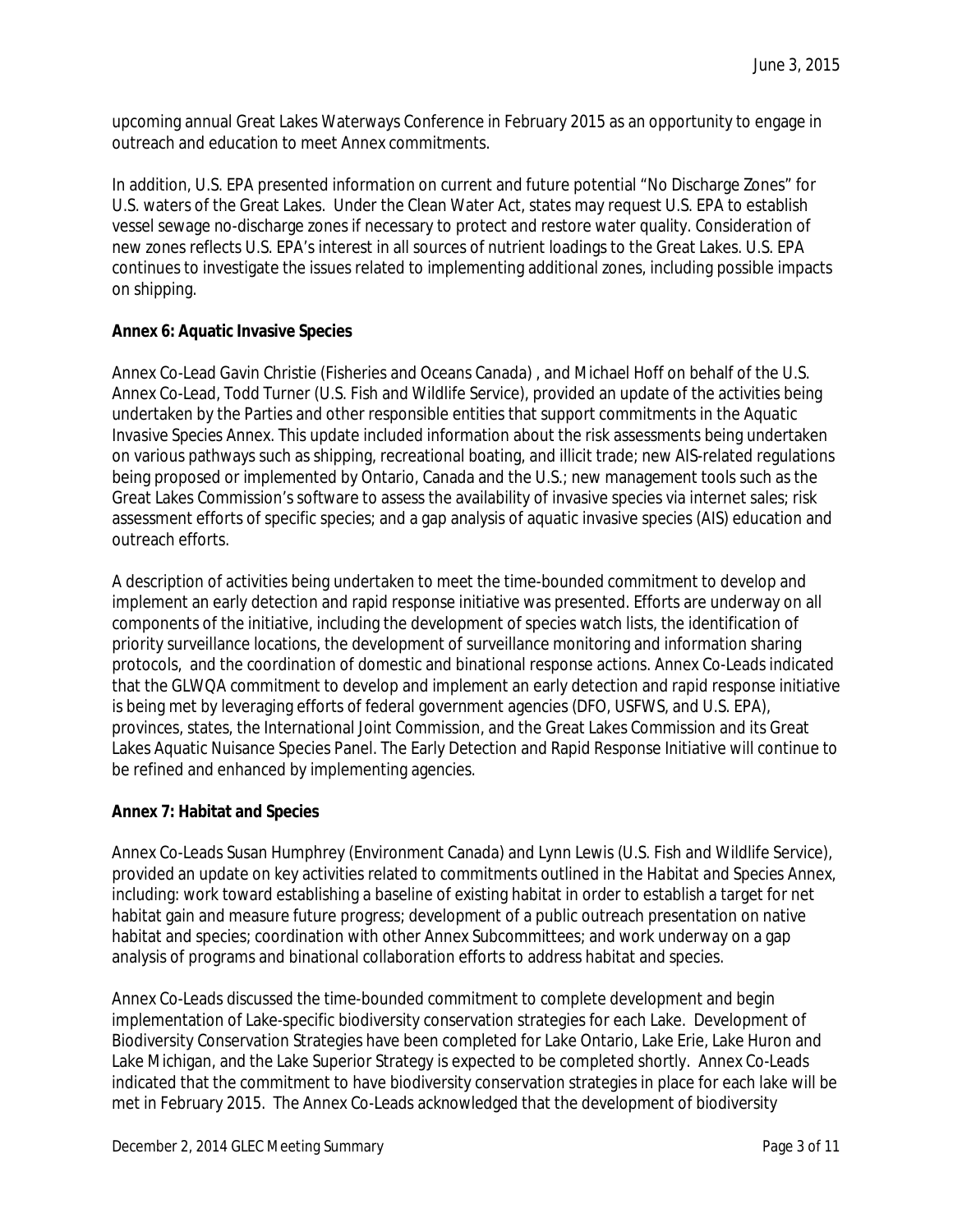upcoming annual Great Lakes Waterways Conference in February 2015 as an opportunity to engage in outreach and education to meet Annex commitments.

In addition, U.S. EPA presented information on current and future potential "No Discharge Zones" for U.S. waters of the Great Lakes. Under the Clean Water Act, states may request U.S. EPA to establish vessel sewage no-discharge zones if necessary to protect and restore water quality. Consideration of new zones reflects U.S. EPA's interest in all sources of nutrient loadings to the Great Lakes. U.S. EPA continues to investigate the issues related to implementing additional zones, including possible impacts on shipping.

**Annex 6: Aquatic Invasive Species**

Annex Co-Lead Gavin Christie (Fisheries and Oceans Canada) , and Michael Hoff on behalf of the U.S. Annex Co-Lead, Todd Turner (U.S. Fish and Wildlife Service), provided an update of the activities being undertaken by the Parties and other responsible entities that support commitments in the Aquatic Invasive Species Annex. This update included information about the risk assessments being undertaken on various pathways such as shipping, recreational boating, and illicit trade; new AIS-related regulations being proposed or implemented by Ontario, Canada and the U.S.; new management tools such as the Great Lakes Commission's software to assess the availability of invasive species via internet sales; risk assessment efforts of specific species; and a gap analysis of aquatic invasive species (AIS) education and outreach efforts.

A description of activities being undertaken to meet the time-bounded commitment to develop and implement an early detection and rapid response initiative was presented. Efforts are underway on all components of the initiative, including the development of species watch lists, the identification of priority surveillance locations, the development of surveillance monitoring and information sharing protocols, and the coordination of domestic and binational response actions. Annex Co-Leads indicated that the GLWQA commitment to develop and implement an early detection and rapid response initiative is being met by leveraging efforts of federal government agencies (DFO, USFWS, and U.S. EPA), provinces, states, the International Joint Commission, and the Great Lakes Commission and its Great Lakes Aquatic Nuisance Species Panel. The Early Detection and Rapid Response Initiative will continue to be refined and enhanced by implementing agencies.

**Annex 7: Habitat and Species**

Annex Co-Leads Susan Humphrey (Environment Canada) and Lynn Lewis (U.S. Fish and Wildlife Service), provided an update on key activities related to commitments outlined in the *Habitat and Species Annex*, including: work toward establishing a baseline of existing habitat in order to establish a target for net habitat gain and measure future progress; development of a public outreach presentation on native habitat and species; coordination with other Annex Subcommittees; and work underway on a gap analysis of programs and binational collaboration efforts to address habitat and species.

Annex Co-Leads discussed the time-bounded commitment to complete development and begin implementation of Lake-specific biodiversity conservation strategies for each Lake. Development of Biodiversity Conservation Strategies have been completed for Lake Ontario, Lake Erie, Lake Huron and Lake Michigan, and the Lake Superior Strategy is expected to be completed shortly. Annex Co-Leads indicated that the commitment to have biodiversity conservation strategies in place for each lake will be met in February 2015. The Annex Co-Leads acknowledged that the development of biodiversity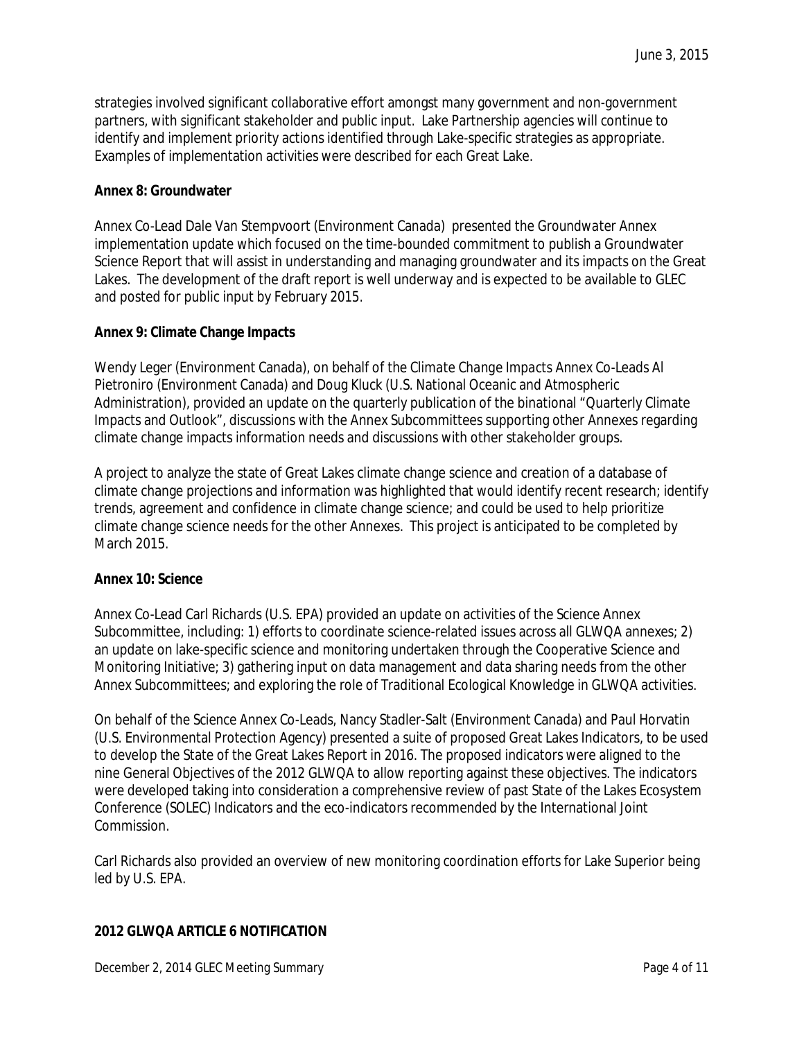strategies involved significant collaborative effort amongst many government and non-government partners, with significant stakeholder and public input. Lake Partnership agencies will continue to identify and implement priority actions identified through Lake-specific strategies as appropriate. Examples of implementation activities were described for each Great Lake.

**Annex 8: Groundwater**

Annex Co-Lead Dale Van Stempvoort (Environment Canada) presented the Groundwater Annex implementation update which focused on the time-bounded commitment to publish a Groundwater Science Report that will assist in understanding and managing groundwater and its impacts on the Great Lakes. The development of the draft report is well underway and is expected to be available to GLEC and posted for public input by February 2015.

**Annex 9: Climate Change Impacts**

Wendy Leger (Environment Canada), on behalf of the Climate Change Impacts Annex Co-Leads Al Pietroniro (Environment Canada) and Doug Kluck (U.S. National Oceanic and Atmospheric Administration), provided an update on the quarterly publication of the binational "Quarterly Climate Impacts and Outlook", discussions with the Annex Subcommittees supporting other Annexes regarding climate change impacts information needs and discussions with other stakeholder groups.

A project to analyze the state of Great Lakes climate change science and creation of a database of climate change projections and information was highlighted that would identify recent research; identify trends, agreement and confidence in climate change science; and could be used to help prioritize climate change science needs for the other Annexes. This project is anticipated to be completed by March 2015.

**Annex 10: Science**

Annex Co-Lead Carl Richards (U.S. EPA) provided an update on activities of the Science Annex Subcommittee, including: 1) efforts to coordinate science-related issues across all GLWQA annexes; 2) an update on lake-specific science and monitoring undertaken through the Cooperative Science and Monitoring Initiative; 3) gathering input on data management and data sharing needs from the other Annex Subcommittees; and exploring the role of Traditional Ecological Knowledge in GLWQA activities.

On behalf of the Science Annex Co-Leads, Nancy Stadler-Salt (Environment Canada) and Paul Horvatin (U.S. Environmental Protection Agency) presented a suite of proposed Great Lakes Indicators, to be used to develop the State of the Great Lakes Report in 2016. The proposed indicators were aligned to the nine General Objectives of the 2012 GLWQA to allow reporting against these objectives. The indicators were developed taking into consideration a comprehensive review of past State of the Lakes Ecosystem Conference (SOLEC) Indicators and the eco-indicators recommended by the International Joint Commission.

Carl Richards also provided an overview of new monitoring coordination efforts for Lake Superior being led by U.S. EPA.

**2012 GLWQA ARTICLE 6 NOTIFICATION**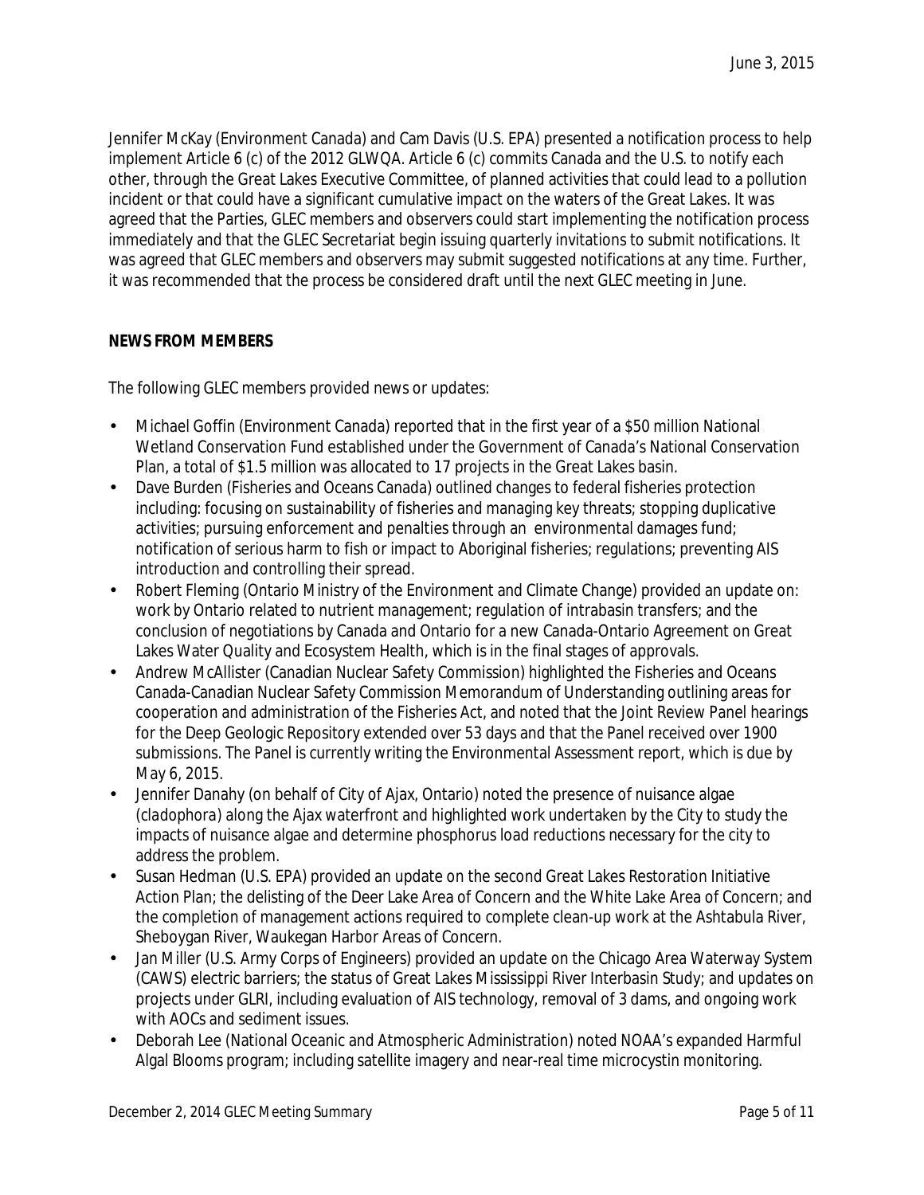Jennifer McKay (Environment Canada) and Cam Davis (U.S. EPA) presented a notification process to help implement Article 6 (c) of the 2012 GLWQA. Article 6 (c) commits Canada and the U.S. to notify each other, through the Great Lakes Executive Committee, of planned activities that could lead to a pollution incident or that could have a significant cumulative impact on the waters of the Great Lakes. It was agreed that the Parties, GLEC members and observers could start implementing the notification process immediately and that the GLEC Secretariat begin issuing quarterly invitations to submit notifications. It was agreed that GLEC members and observers may submit suggested notifications at any time. Further, it was recommended that the process be considered draft until the next GLEC meeting in June.

**NEWS FROM MEMBERS**

The following GLEC members provided news or updates:

- Michael Goffin (Environment Canada) reported that in the first year of a $50 million National Wetland Conservation Fund established under the Government of Canada's National Conservation Plan, a total of $1.5 million was allocated to 17 projects in the Great Lakes basin.
- Dave Burden (Fisheries and Oceans Canada) outlined changes to federal fisheries protection including: focusing on sustainability of fisheries and managing key threats; stopping duplicative activities; pursuing enforcement and penalties through an environmental damages fund; notification of serious harm to fish or impact to Aboriginal fisheries; regulations; preventing AIS introduction and controlling their spread.
- Robert Fleming (Ontario Ministry of the Environment and Climate Change) provided an update on: work by Ontario related to nutrient management; regulation of intrabasin transfers; and the conclusion of negotiations by Canada and Ontario for a new Canada-Ontario Agreement on Great Lakes Water Quality and Ecosystem Health, which is in the final stages of approvals.
- Andrew McAllister (Canadian Nuclear Safety Commission) highlighted the Fisheries and Oceans Canada-Canadian Nuclear Safety Commission Memorandum of Understanding outlining areas for cooperation and administration of the Fisheries Act, and noted that the Joint Review Panel hearings for the Deep Geologic Repository extended over 53 days and that the Panel received over 1900 submissions. The Panel is currently writing the Environmental Assessment report, which is due by May 6, 2015.
- Jennifer Danahy (on behalf of City of Ajax, Ontario) noted the presence of nuisance algae (cladophora) along the Ajax waterfront and highlighted work undertaken by the City to study the impacts of nuisance algae and determine phosphorus load reductions necessary for the city to address the problem.
- Susan Hedman (U.S. EPA) provided an update on the second Great Lakes Restoration Initiative Action Plan; the delisting of the Deer Lake Area of Concern and the White Lake Area of Concern; and the completion of management actions required to complete clean-up work at the Ashtabula River, Sheboygan River, Waukegan Harbor Areas of Concern.
- Jan Miller (U.S. Army Corps of Engineers) provided an update on the Chicago Area Waterway System (CAWS) electric barriers; the status of Great Lakes Mississippi River Interbasin Study; and updates on projects under GLRI, including evaluation of AIS technology, removal of 3 dams, and ongoing work with AOCs and sediment issues.
- Deborah Lee (National Oceanic and Atmospheric Administration) noted NOAA's expanded Harmful Algal Blooms program; including satellite imagery and near-real time microcystin monitoring.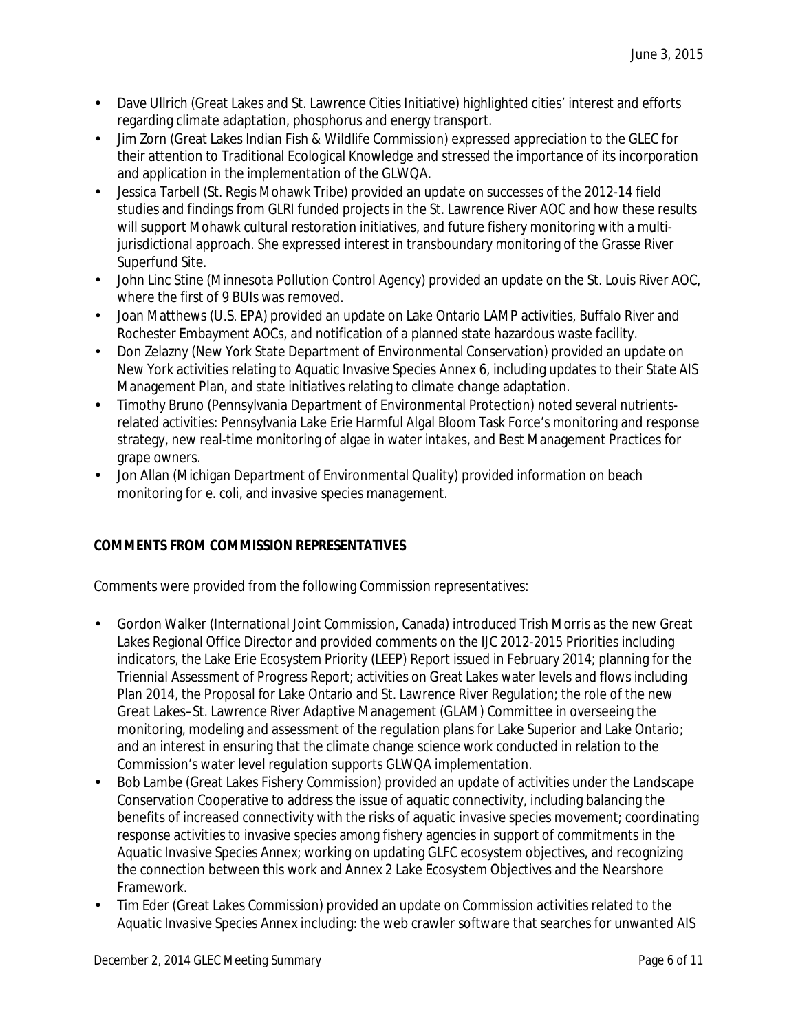- Dave Ullrich (Great Lakes and St. Lawrence Cities Initiative) highlighted cities' interest and efforts regarding climate adaptation, phosphorus and energy transport.
- Jim Zorn (Great Lakes Indian Fish & Wildlife Commission) expressed appreciation to the GLEC for their attention to Traditional Ecological Knowledge and stressed the importance of its incorporation and application in the implementation of the GLWQA.
- Jessica Tarbell (St. Regis Mohawk Tribe) provided an update on successes of the 2012-14 field studies and findings from GLRI funded projects in the St. Lawrence River AOC and how these results will support Mohawk cultural restoration initiatives, and future fishery monitoring with a multi-jurisdictional approach. She expressed interest in transboundary monitoring of the Grasse River Superfund Site.
- John Linc Stine (Minnesota Pollution Control Agency) provided an update on the St. Louis River AOC, where the first of 9 BUIs was removed.
- Joan Matthews (U.S. EPA) provided an update on Lake Ontario LAMP activities, Buffalo River and Rochester Embayment AOCs, and notification of a planned state hazardous waste facility.
- Don Zelazny (New York State Department of Environmental Conservation) provided an update on New York activities relating to Aquatic Invasive Species Annex 6, including updates to their State AIS Management Plan, and state initiatives relating to climate change adaptation.
- Timothy Bruno (Pennsylvania Department of Environmental Protection) noted several nutrients-related activities: Pennsylvania Lake Erie Harmful Algal Bloom Task Force's monitoring and response strategy, new real-time monitoring of algae in water intakes, and Best Management Practices for grape owners.
- Jon Allan (Michigan Department of Environmental Quality) provided information on beach monitoring for e. coli, and invasive species management.

**COMMENTS FROM COMMISSION REPRESENTATIVES**

Comments were provided from the following Commission representatives:

- Gordon Walker (International Joint Commission, Canada) introduced Trish Morris as the new Great Lakes Regional Office Director and provided comments on the IJC 2012-2015 Priorities including indicators, the Lake Erie Ecosystem Priority (LEEP) Report issued in February 2014; planning for the Triennial Assessment of Progress Report; activities on Great Lakes water levels and flows including Plan 2014, the Proposal for Lake Ontario and St. Lawrence River Regulation; the role of the new Great Lakes–St. Lawrence River Adaptive Management (GLAM) Committee in overseeing the monitoring, modeling and assessment of the regulation plans for Lake Superior and Lake Ontario; and an interest in ensuring that the climate change science work conducted in relation to the Commission's water level regulation supports GLWQA implementation.
- Bob Lambe (Great Lakes Fishery Commission) provided an update of activities under the Landscape Conservation Cooperative to address the issue of aquatic connectivity, including balancing the benefits of increased connectivity with the risks of aquatic invasive species movement; coordinating response activities to invasive species among fishery agencies in support of commitments in the Aquatic Invasive Species Annex; working on updating GLFC ecosystem objectives, and recognizing the connection between this work and Annex 2 Lake Ecosystem Objectives and the Nearshore Framework.
- Tim Eder (Great Lakes Commission) provided an update on Commission activities related to the Aquatic Invasive Species Annex including: the web crawler software that searches for unwanted AIS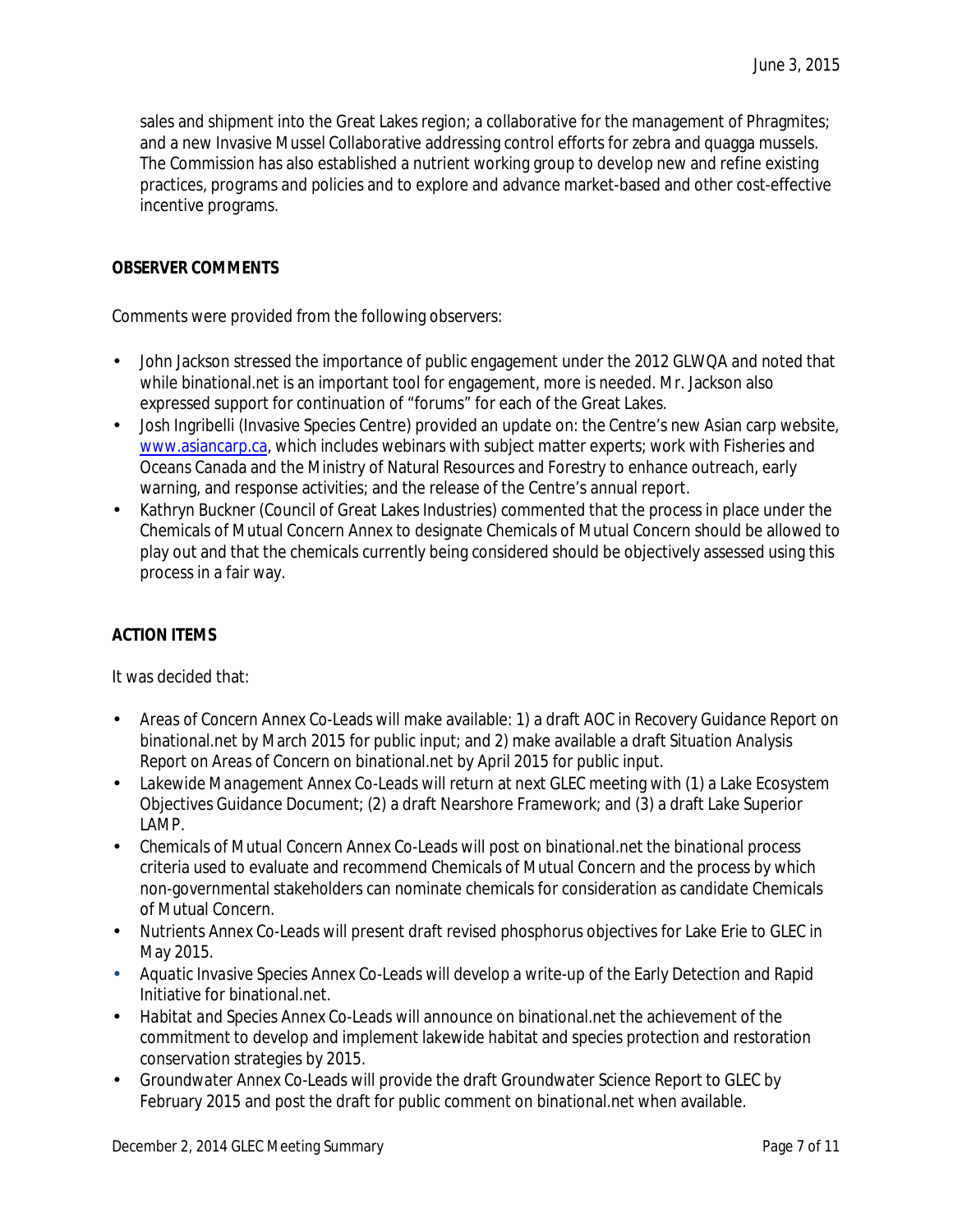sales and shipment into the Great Lakes region; a collaborative for the management of Phragmites; and a new Invasive Mussel Collaborative addressing control efforts for zebra and quagga mussels. The Commission has also established a nutrient working group to develop new and refine existing practices, programs and policies and to explore and advance market-based and other cost-effective incentive programs.

**OBSERVER COMMENTS**

Comments were provided from the following observers:

- John Jackson stressed the importance of public engagement under the 2012 GLWQA and noted that while binational.net is an important tool for engagement, more is needed. Mr. Jackson also expressed support for continuation of "forums" for each of the Great Lakes.
- Josh Ingribelli (Invasive Species Centre) provided an update on: the Centre's new Asian carp website, www.asiancarp.ca, which includes webinars with subject matter experts; work with Fisheries and Oceans Canada and the Ministry of Natural Resources and Forestry to enhance outreach, early warning, and response activities; and the release of the Centre's annual report.
- Kathryn Buckner (Council of Great Lakes Industries) commented that the process in place under the Chemicals of Mutual Concern Annex to designate Chemicals of Mutual Concern should be allowed to play out and that the chemicals currently being considered should be objectively assessed using this process in a fair way.

**ACTION ITEMS**

It was decided that:

- *Areas of Concern Annex Co-Leads will make available: 1) a draft AOC in Recovery Guidance Report on binational.net by March 2015 for public input; and 2) make available a draft Situation Analysis Report on Areas of Concern on binational.net by April 2015 for public input.*
- *Lakewide Management Annex Co-Leads will return at next GLEC meeting with (1) a Lake Ecosystem Objectives Guidance Document; (2) a draft Nearshore Framework; and (3) a draft Lake Superior LAMP.*
- *Chemicals of Mutual Concern Annex Co-Leads will post on binational.net the binational process criteria used to evaluate and recommend Chemicals of Mutual Concern and the process by which non-governmental stakeholders can nominate chemicals for consideration as candidate Chemicals of Mutual Concern.*
- *Nutrients Annex Co-Leads will present draft revised phosphorus objectives for Lake Erie to GLEC in May 2015.*
- *Aquatic Invasive Species Annex Co-Leads will develop a write-up of the Early Detection and Rapid Initiative for binational.net.*
- *Habitat and Species Annex Co-Leads will announce on binational.net the achievement of the commitment to develop and implement lakewide habitat and species protection and restoration conservation strategies by 2015.*
- *Groundwater Annex Co-Leads will provide the draft Groundwater Science Report to GLEC by February 2015 and post the draft for public comment on binational.net when available.*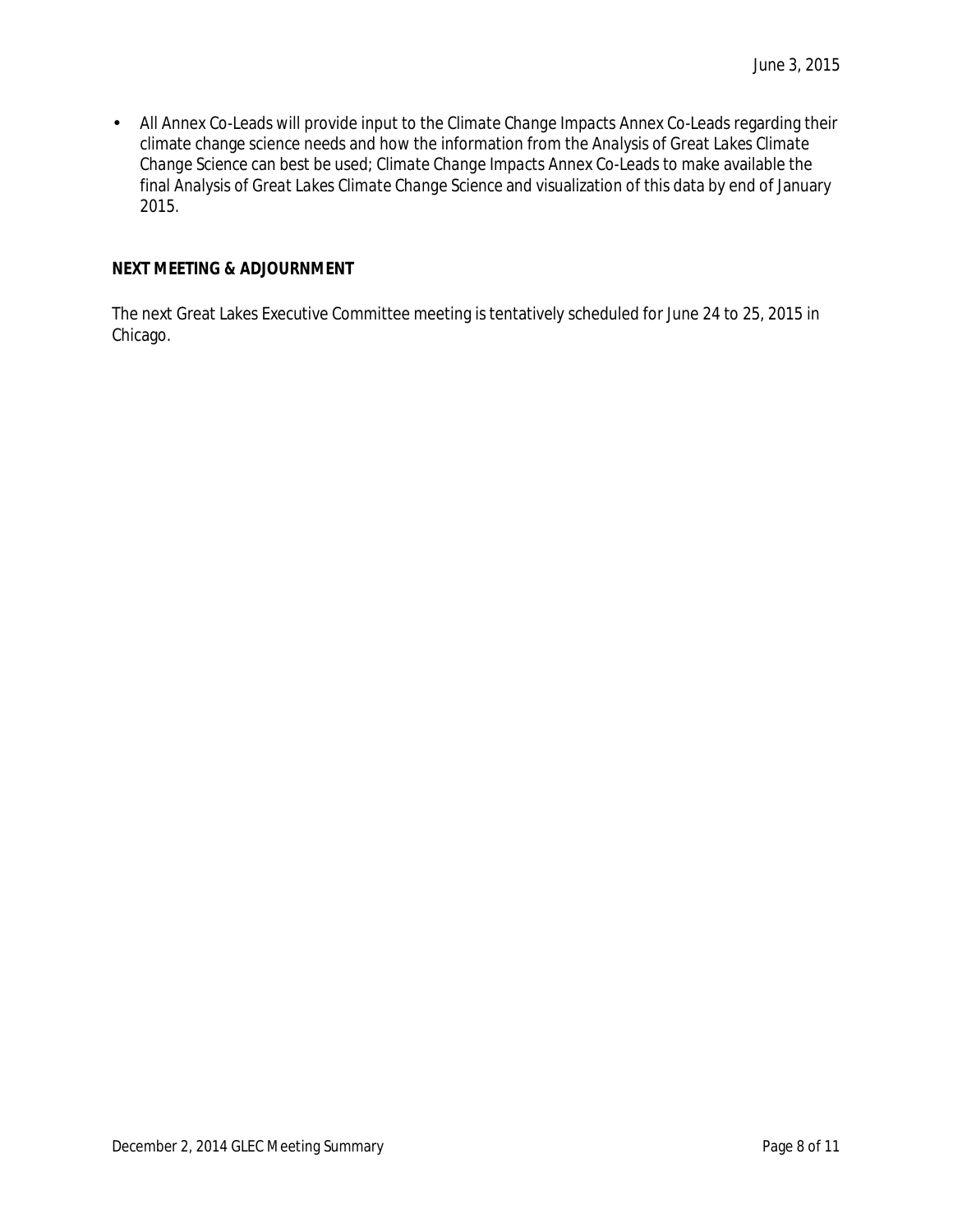- All Annex Co-Leads will provide input to the Climate Change Impacts Annex Co-Leads regarding their climate change science needs and how the information from the Analysis of Great Lakes Climate Change Science can best be used; Climate Change Impacts Annex Co-Leads to make available the final Analysis of Great Lakes Climate Change Science and visualization of this data by end of January 2015.

**NEXT MEETING & ADJOURNMENT**

The next Great Lakes Executive Committee meeting is tentatively scheduled for June 24 to 25, 2015 in Chicago.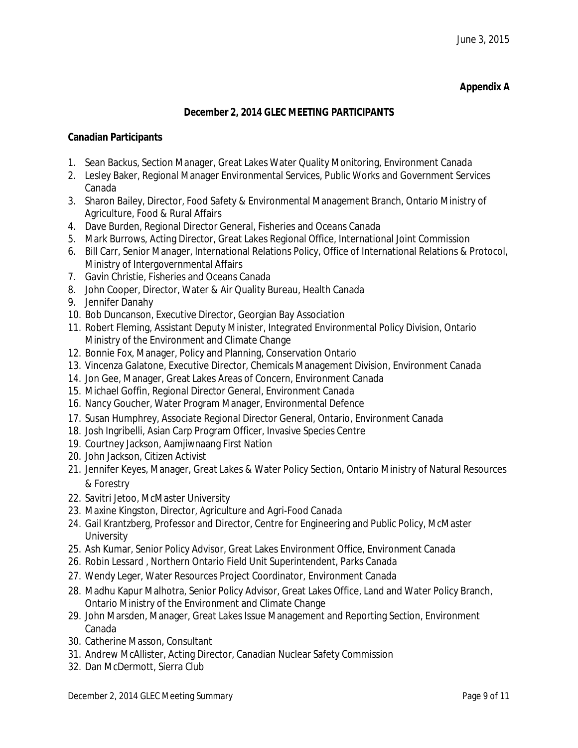June 3, 2015

**Appendix A**

**December 2, 2014 GLEC MEETING PARTICIPANTS**

**Canadian Participants**

1. Sean Backus, Section Manager, Great Lakes Water Quality Monitoring, Environment Canada
2. Lesley Baker, Regional Manager Environmental Services, Public Works and Government Services Canada
3. Sharon Bailey, Director, Food Safety & Environmental Management Branch, Ontario Ministry of Agriculture, Food & Rural Affairs
4. Dave Burden, Regional Director General, Fisheries and Oceans Canada
5. Mark Burrows, Acting Director, Great Lakes Regional Office, International Joint Commission
6. Bill Carr, Senior Manager, International Relations Policy, Office of International Relations & Protocol, Ministry of Intergovernmental Affairs
7. Gavin Christie, Fisheries and Oceans Canada
8. John Cooper, Director, Water & Air Quality Bureau, Health Canada
9. Jennifer Danahy
10. Bob Duncanson, Executive Director, Georgian Bay Association
11. Robert Fleming, Assistant Deputy Minister, Integrated Environmental Policy Division, Ontario Ministry of the Environment and Climate Change
12. Bonnie Fox, Manager, Policy and Planning, Conservation Ontario
13. Vincenza Galatone, Executive Director, Chemicals Management Division, Environment Canada
14. Jon Gee, Manager, Great Lakes Areas of Concern, Environment Canada
15. Michael Goffin, Regional Director General, Environment Canada
16. Nancy Goucher, Water Program Manager, Environmental Defence
17. Susan Humphrey, Associate Regional Director General, Ontario, Environment Canada
18. Josh Ingribelli, Asian Carp Program Officer, Invasive Species Centre
19. Courtney Jackson, Aamjiwnaang First Nation
20. John Jackson, Citizen Activist
21. Jennifer Keyes, Manager, Great Lakes & Water Policy Section, Ontario Ministry of Natural Resources & Forestry
22. Savitri Jetoo, McMaster University
23. Maxine Kingston, Director, Agriculture and Agri-Food Canada
24. Gail Krantzberg, Professor and Director, Centre for Engineering and Public Policy, McMaster University
25. Ash Kumar, Senior Policy Advisor, Great Lakes Environment Office, Environment Canada
26. Robin Lessard , Northern Ontario Field Unit Superintendent, Parks Canada
27. Wendy Leger, Water Resources Project Coordinator, Environment Canada
28. Madhu Kapur Malhotra, Senior Policy Advisor, Great Lakes Office, Land and Water Policy Branch, Ontario Ministry of the Environment and Climate Change
29. John Marsden, Manager, Great Lakes Issue Management and Reporting Section, Environment Canada
30. Catherine Masson, Consultant
31. Andrew McAllister, Acting Director, Canadian Nuclear Safety Commission
32. Dan McDermott, Sierra Club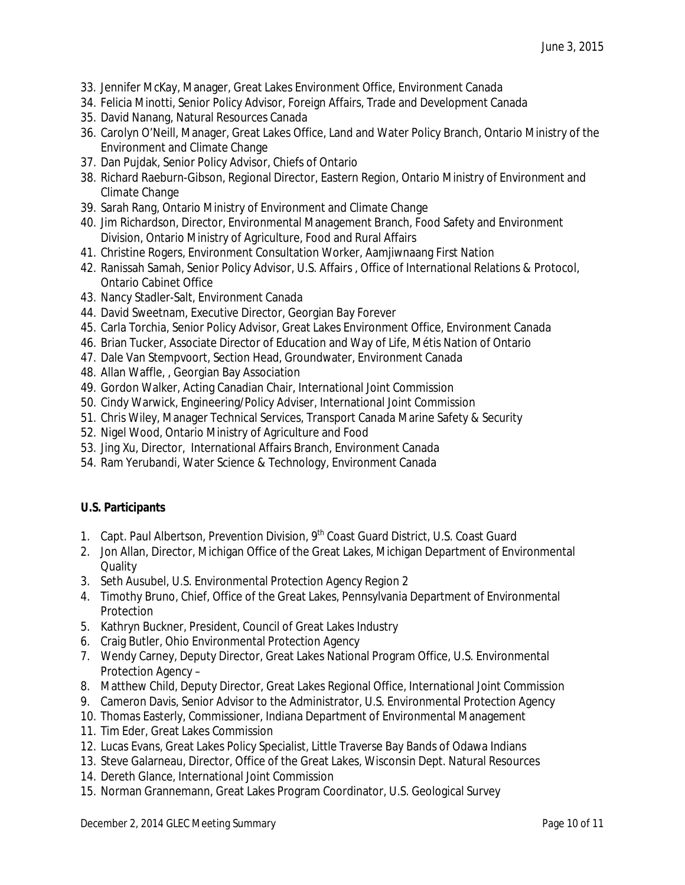33. Jennifer McKay, Manager, Great Lakes Environment Office, Environment Canada
34. Felicia Minotti, Senior Policy Advisor, Foreign Affairs, Trade and Development Canada
35. David Nanang, Natural Resources Canada
36. Carolyn O'Neill, Manager, Great Lakes Office, Land and Water Policy Branch, Ontario Ministry of the Environment and Climate Change
37. Dan Pujdak, Senior Policy Advisor, Chiefs of Ontario
38. Richard Raeburn-Gibson, Regional Director, Eastern Region, Ontario Ministry of Environment and Climate Change
39. Sarah Rang, Ontario Ministry of Environment and Climate Change
40. Jim Richardson, Director, Environmental Management Branch, Food Safety and Environment Division, Ontario Ministry of Agriculture, Food and Rural Affairs
41. Christine Rogers, Environment Consultation Worker, Aamjiwnaang First Nation
42. Ranissah Samah, Senior Policy Advisor, U.S. Affairs , Office of International Relations & Protocol, Ontario Cabinet Office
43. Nancy Stadler-Salt, Environment Canada
44. David Sweetnam, Executive Director, Georgian Bay Forever
45. Carla Torchia, Senior Policy Advisor, Great Lakes Environment Office, Environment Canada
46. Brian Tucker, Associate Director of Education and Way of Life, Métis Nation of Ontario
47. Dale Van Stempvoort, Section Head, Groundwater, Environment Canada
48. Allan Waffle, , Georgian Bay Association
49. Gordon Walker, Acting Canadian Chair, International Joint Commission
50. Cindy Warwick, Engineering/Policy Adviser, International Joint Commission
51. Chris Wiley, Manager Technical Services, Transport Canada Marine Safety & Security
52. Nigel Wood, Ontario Ministry of Agriculture and Food
53. Jing Xu, Director, International Affairs Branch, Environment Canada
54. Ram Yerubandi, Water Science & Technology, Environment Canada

**U.S. Participants**

1. Capt. Paul Albertson, Prevention Division, 9th Coast Guard District, U.S. Coast Guard
2. Jon Allan, Director, Michigan Office of the Great Lakes, Michigan Department of Environmental Quality
3. Seth Ausubel, U.S. Environmental Protection Agency Region 2
4. Timothy Bruno, Chief, Office of the Great Lakes, Pennsylvania Department of Environmental Protection
5. Kathryn Buckner, President, Council of Great Lakes Industry
6. Craig Butler, Ohio Environmental Protection Agency
7. Wendy Carney, Deputy Director, Great Lakes National Program Office, U.S. Environmental Protection Agency –
8. Matthew Child, Deputy Director, Great Lakes Regional Office, International Joint Commission
9. Cameron Davis, Senior Advisor to the Administrator, U.S. Environmental Protection Agency
10. Thomas Easterly, Commissioner, Indiana Department of Environmental Management
11. Tim Eder, Great Lakes Commission
12. Lucas Evans, Great Lakes Policy Specialist, Little Traverse Bay Bands of Odawa Indians
13. Steve Galarneau, Director, Office of the Great Lakes, Wisconsin Dept. Natural Resources
14. Dereth Glance, International Joint Commission
15. Norman Grannemann, Great Lakes Program Coordinator, U.S. Geological Survey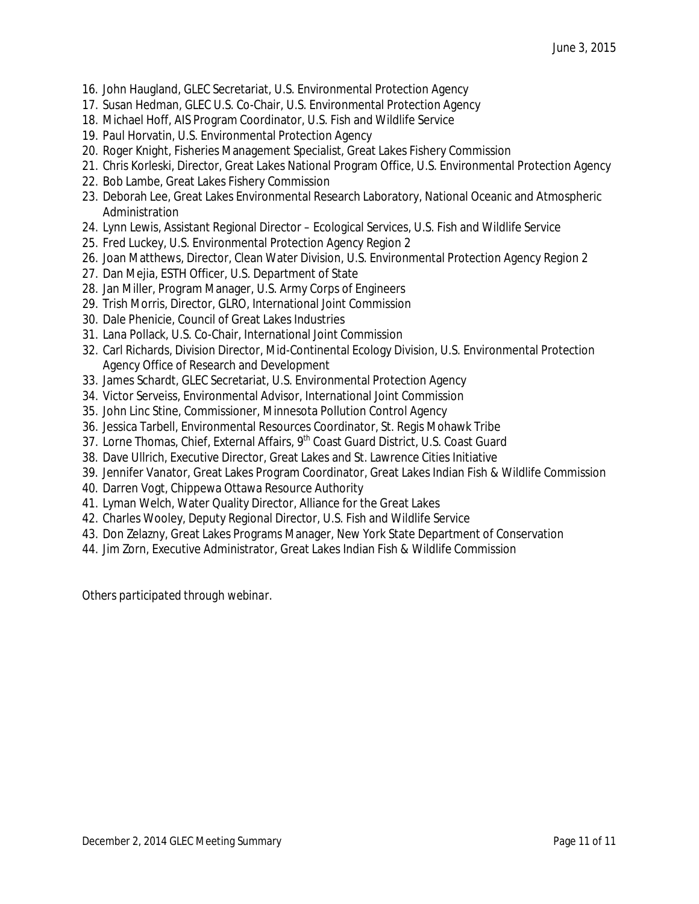16. John Haugland, GLEC Secretariat, U.S. Environmental Protection Agency
17. Susan Hedman, GLEC U.S. Co-Chair, U.S. Environmental Protection Agency
18. Michael Hoff, AIS Program Coordinator, U.S. Fish and Wildlife Service
19. Paul Horvatin, U.S. Environmental Protection Agency
20. Roger Knight, Fisheries Management Specialist, Great Lakes Fishery Commission
21. Chris Korleski, Director, Great Lakes National Program Office, U.S. Environmental Protection Agency
22. Bob Lambe, Great Lakes Fishery Commission
23. Deborah Lee, Great Lakes Environmental Research Laboratory, National Oceanic and Atmospheric Administration
24. Lynn Lewis, Assistant Regional Director – Ecological Services, U.S. Fish and Wildlife Service
25. Fred Luckey, U.S. Environmental Protection Agency Region 2
26. Joan Matthews, Director, Clean Water Division, U.S. Environmental Protection Agency Region 2
27. Dan Mejia, ESTH Officer, U.S. Department of State
28. Jan Miller, Program Manager, U.S. Army Corps of Engineers
29. Trish Morris, Director, GLRO, International Joint Commission
30. Dale Phenicie, Council of Great Lakes Industries
31. Lana Pollack, U.S. Co-Chair, International Joint Commission
32. Carl Richards, Division Director, Mid-Continental Ecology Division, U.S. Environmental Protection Agency Office of Research and Development
33. James Schardt, GLEC Secretariat, U.S. Environmental Protection Agency
34. Victor Serveiss, Environmental Advisor, International Joint Commission
35. John Linc Stine, Commissioner, Minnesota Pollution Control Agency
36. Jessica Tarbell, Environmental Resources Coordinator, St. Regis Mohawk Tribe
37. Lorne Thomas, Chief, External Affairs, 9th Coast Guard District, U.S. Coast Guard
38. Dave Ullrich, Executive Director, Great Lakes and St. Lawrence Cities Initiative
39. Jennifer Vanator, Great Lakes Program Coordinator, Great Lakes Indian Fish & Wildlife Commission
40. Darren Vogt, Chippewa Ottawa Resource Authority
41. Lyman Welch, Water Quality Director, Alliance for the Great Lakes
42. Charles Wooley, Deputy Regional Director, U.S. Fish and Wildlife Service
43. Don Zelazny, Great Lakes Programs Manager, New York State Department of Conservation
44. Jim Zorn, Executive Administrator, Great Lakes Indian Fish & Wildlife Commission

*Others participated through webinar.*